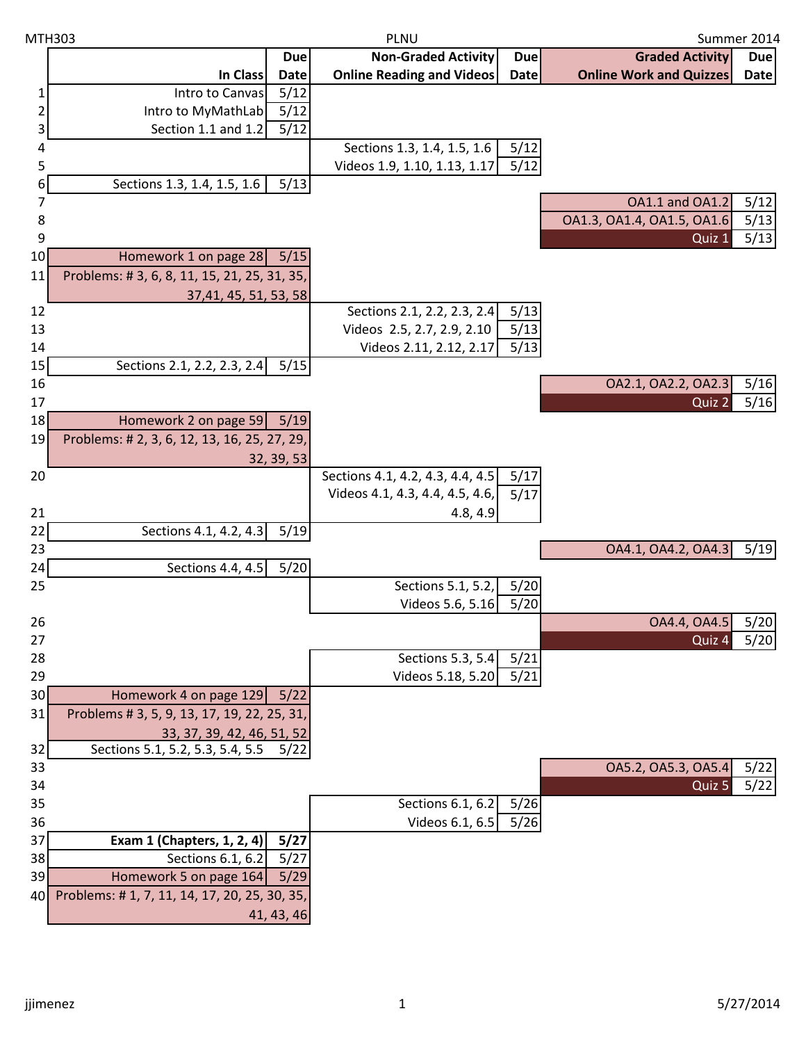MTH303 PLNU Summer 2014

| | In Class | Due Date | Non-Graded Activity Online Reading and Videos | Due Date | Graded Activity Online Work and Quizzes | Due Date |
|---|---|---|---|---|---|---|
| 1 | Intro to Canvas | 5/12 | | | | |
| 2 | Intro to MyMathLab | 5/12 | | | | |
| 3 | Section 1.1 and 1.2 | 5/12 | | | | |
| 4 | | | Sections 1.3, 1.4, 1.5, 1.6 | 5/12 | | |
| 5 | | | Videos 1.9, 1.10, 1.13, 1.17 | 5/12 | | |
| 6 | Sections 1.3, 1.4, 1.5, 1.6 | 5/13 | | | | |
| 7 | | | | | OA1.1 and OA1.2 | 5/12 |
| 8 | | | | | OA1.3, OA1.4, OA1.5, OA1.6 | 5/13 |
| 9 | | | | | Quiz 1 | 5/13 |
| 10 | Homework 1 on page 28 | 5/15 | | | | |
| 11 | Problems: # 3, 6, 8, 11, 15, 21, 25, 31, 35, 37,41, 45, 51, 53, 58 | | | | | |
| 12 | | | Sections 2.1, 2.2, 2.3, 2.4 | 5/13 | | |
| 13 | | | Videos 2.5, 2.7, 2.9, 2.10 | 5/13 | | |
| 14 | | | Videos 2.11, 2.12, 2.17 | 5/13 | | |
| 15 | Sections 2.1, 2.2, 2.3, 2.4 | 5/15 | | | | |
| 16 | | | | | OA2.1, OA2.2, OA2.3 | 5/16 |
| 17 | | | | | Quiz 2 | 5/16 |
| 18 | Homework 2 on page 59 | 5/19 | | | | |
| 19 | Problems: # 2, 3, 6, 12, 13, 16, 25, 27, 29, 32, 39, 53 | | | | | |
| 20 | | | Sections 4.1, 4.2, 4.3, 4.4, 4.5 | 5/17 | | |
| 21 | | | Videos 4.1, 4.3, 4.4, 4.5, 4.6, 4.8, 4.9 | 5/17 | | |
| 22 | Sections 4.1, 4.2, 4.3 | 5/19 | | | | |
| 23 | | | | | OA4.1, OA4.2, OA4.3 | 5/19 |
| 24 | Sections 4.4, 4.5 | 5/20 | | | | |
| 25 | | | Sections 5.1, 5.2, | 5/20 | | |
| | | | Videos 5.6, 5.16 | 5/20 | | |
| 26 | | | | | OA4.4, OA4.5 | 5/20 |
| 27 | | | | | Quiz 4 | 5/20 |
| 28 | | | Sections 5.3, 5.4 | 5/21 | | |
| 29 | | | Videos 5.18, 5.20 | 5/21 | | |
| 30 | Homework 4 on page 129 | 5/22 | | | | |
| 31 | Problems # 3, 5, 9, 13, 17, 19, 22, 25, 31, 33, 37, 39, 42, 46, 51, 52 | | | | | |
| 32 | Sections 5.1, 5.2, 5.3, 5.4, 5.5 | 5/22 | | | | |
| 33 | | | | | OA5.2, OA5.3, OA5.4 | 5/22 |
| 34 | | | | | Quiz 5 | 5/22 |
| 35 | | | Sections 6.1, 6.2 | 5/26 | | |
| 36 | | | Videos 6.1, 6.5 | 5/26 | | |
| 37 | **Exam 1 (Chapters, 1, 2, 4)** | **5/27** | | | | |
| 38 | Sections 6.1, 6.2 | 5/27 | | | | |
| 39 | Homework 5 on page 164 | 5/29 | | | | |
| 40 | Problems: # 1, 7, 11, 14, 17, 20, 25, 30, 35, 41, 43, 46 | | | | | |

jjimenez 5/27/2014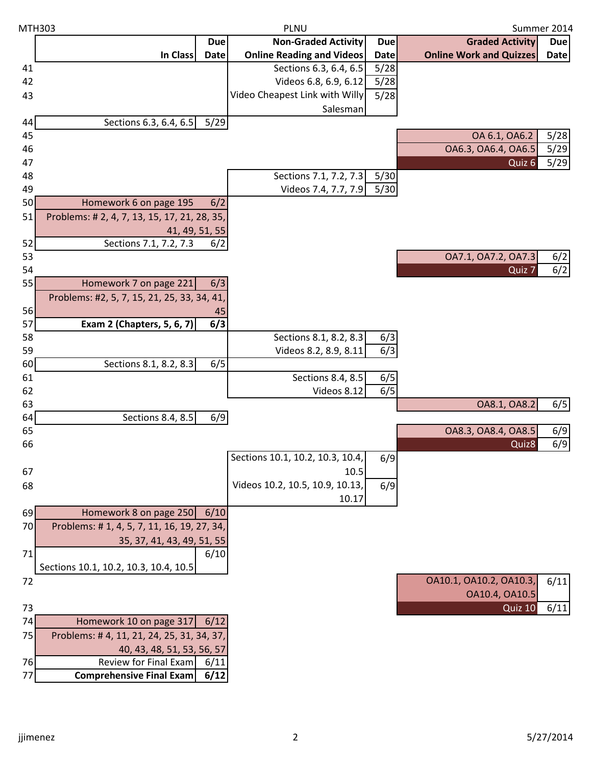| | In Class | Due Date | Non-Graded Activity Online Reading and Videos | Due Date | Graded Activity Online Work and Quizzes | Due Date |
|---|---|---|---|---|---|---|
| 41 | | | Sections 6.3, 6.4, 6.5 | 5/28 | | |
| 42 | | | Videos 6.8, 6.9, 6.12 | 5/28 | | |
| 43 | | | Video Cheapest Link with Willy Salesman | 5/28 | | |
| 44 | Sections 6.3, 6.4, 6.5 | 5/29 | | | | |
| 45 | | | | | OA 6.1, OA6.2 | 5/28 |
| 46 | | | | | OA6.3, OA6.4, OA6.5 | 5/29 |
| 47 | | | | | Quiz 6 | 5/29 |
| 48 | | | Sections 7.1, 7.2, 7.3 | 5/30 | | |
| 49 | | | Videos 7.4, 7.7, 7.9 | 5/30 | | |
| 50 | Homework 6 on page 195 | 6/2 | | | | |
| 51 | Problems: # 2, 4, 7, 13, 15, 17, 21, 28, 35, 41, 49, 51, 55 | | | | | |
| 52 | Sections 7.1, 7.2, 7.3 | 6/2 | | | | |
| 53 | | | | | OA7.1, OA7.2, OA7.3 | 6/2 |
| 54 | | | | | Quiz 7 | 6/2 |
| 55 | Homework 7 on page 221 | 6/3 | | | | |
| 56 | Problems: #2, 5, 7, 15, 21, 25, 33, 34, 41, 45 | | | | | |
| 57 | **Exam 2 (Chapters, 5, 6, 7)** | **6/3** | | | | |
| 58 | | | Sections 8.1, 8.2, 8.3 | 6/3 | | |
| 59 | | | Videos 8.2, 8.9, 8.11 | 6/3 | | |
| 60 | Sections 8.1, 8.2, 8.3 | 6/5 | | | | |
| 61 | | | Sections 8.4, 8.5 | 6/5 | | |
| 62 | | | Videos 8.12 | 6/5 | | |
| 63 | | | | | OA8.1, OA8.2 | 6/5 |
| 64 | Sections 8.4, 8.5 | 6/9 | | | | |
| 65 | | | | | OA8.3, OA8.4, OA8.5 | 6/9 |
| 66 | | | | | Quiz8 | 6/9 |
| 67 | | | Sections 10.1, 10.2, 10.3, 10.4, 10.5 | 6/9 | | |
| 68 | | | Videos 10.2, 10.5, 10.9, 10.13, 10.17 | 6/9 | | |
| 69 | Homework 8 on page 250 | 6/10 | | | | |
| 70 | Problems: # 1, 4, 5, 7, 11, 16, 19, 27, 34, 35, 37, 41, 43, 49, 51, 55 | | | | | |
| 71 | Sections 10.1, 10.2, 10.3, 10.4, 10.5 | 6/10 | | | | |
| 72 | | | | | OA10.1, OA10.2, OA10.3, OA10.4, OA10.5 | 6/11 |
| 73 | | | | | Quiz 10 | 6/11 |
| 74 | Homework 10 on page 317 | 6/12 | | | | |
| 75 | Problems: # 4, 11, 21, 24, 25, 31, 34, 37, 40, 43, 48, 51, 53, 56, 57 | | | | | |
| 76 | Review for Final Exam | 6/11 | | | | |
| 77 | **Comprehensive Final Exam** | **6/12** | | | | |